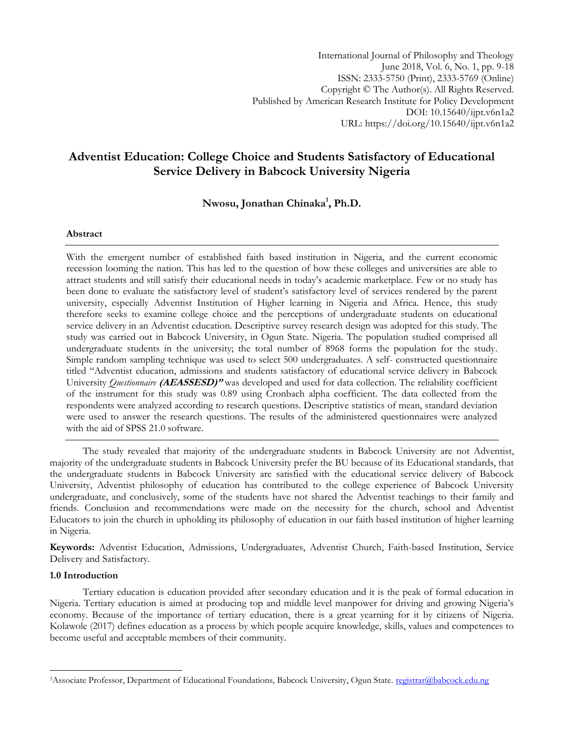# Adventist Education: College Choice and Students Satisfactory of Educational Service Delivery in Babcock University Nigeria

**Nwosu, Jonathan Chinaka[1], Ph.D.**

### Abstract

With the emergent number of established faith based institution in Nigeria, and the current economic recession looming the nation. This has led to the question of how these colleges and universities are able to attract students and still satisfy their educational needs in today's academic marketplace. Few or no study has been done to evaluate the satisfactory level of student's satisfactory level of services rendered by the parent university, especially Adventist Institution of Higher learning in Nigeria and Africa. Hence, this study therefore seeks to examine college choice and the perceptions of undergraduate students on educational service delivery in an Adventist education. Descriptive survey research design was adopted for this study. The study was carried out in Babcock University, in Ogun State. Nigeria. The population studied comprised all undergraduate students in the university; the total number of 8968 forms the population for the study. Simple random sampling technique was used to select 500 undergraduates. A self- constructed questionnaire titled "Adventist education, admissions and students satisfactory of educational service delivery in Babcock University *Questionnaire* **(AEASSESD)"** was developed and used for data collection. The reliability coefficient of the instrument for this study was 0.89 using Cronbach alpha coefficient. The data collected from the respondents were analyzed according to research questions. Descriptive statistics of mean, standard deviation were used to answer the research questions. The results of the administered questionnaires were analyzed with the aid of SPSS 21.0 software.

The study revealed that majority of the undergraduate students in Babcock University are not Adventist, majority of the undergraduate students in Babcock University prefer the BU because of its Educational standards, that the undergraduate students in Babcock University are satisfied with the educational service delivery of Babcock University, Adventist philosophy of education has contributed to the college experience of Babcock University undergraduate, and conclusively, some of the students have not shared the Adventist teachings to their family and friends. Conclusion and recommendations were made on the necessity for the church, school and Adventist Educators to join the church in upholding its philosophy of education in our faith based institution of higher learning in Nigeria.

**Keywords:** Adventist Education, Admissions, Undergraduates, Adventist Church, Faith-based Institution, Service Delivery and Satisfactory.

### 1.0 Introduction

Tertiary education is education provided after secondary education and it is the peak of formal education in Nigeria. Tertiary education is aimed at producing top and middle level manpower for driving and growing Nigeria's economy. Because of the importance of tertiary education, there is a great yearning for it by citizens of Nigeria. Kolawole (2017) defines education as a process by which people acquire knowledge, skills, values and competences to become useful and acceptable members of their community.

[1]Associate Professor, Department of Educational Foundations, Babcock University, Ogun State. registrar@babcock.edu.ng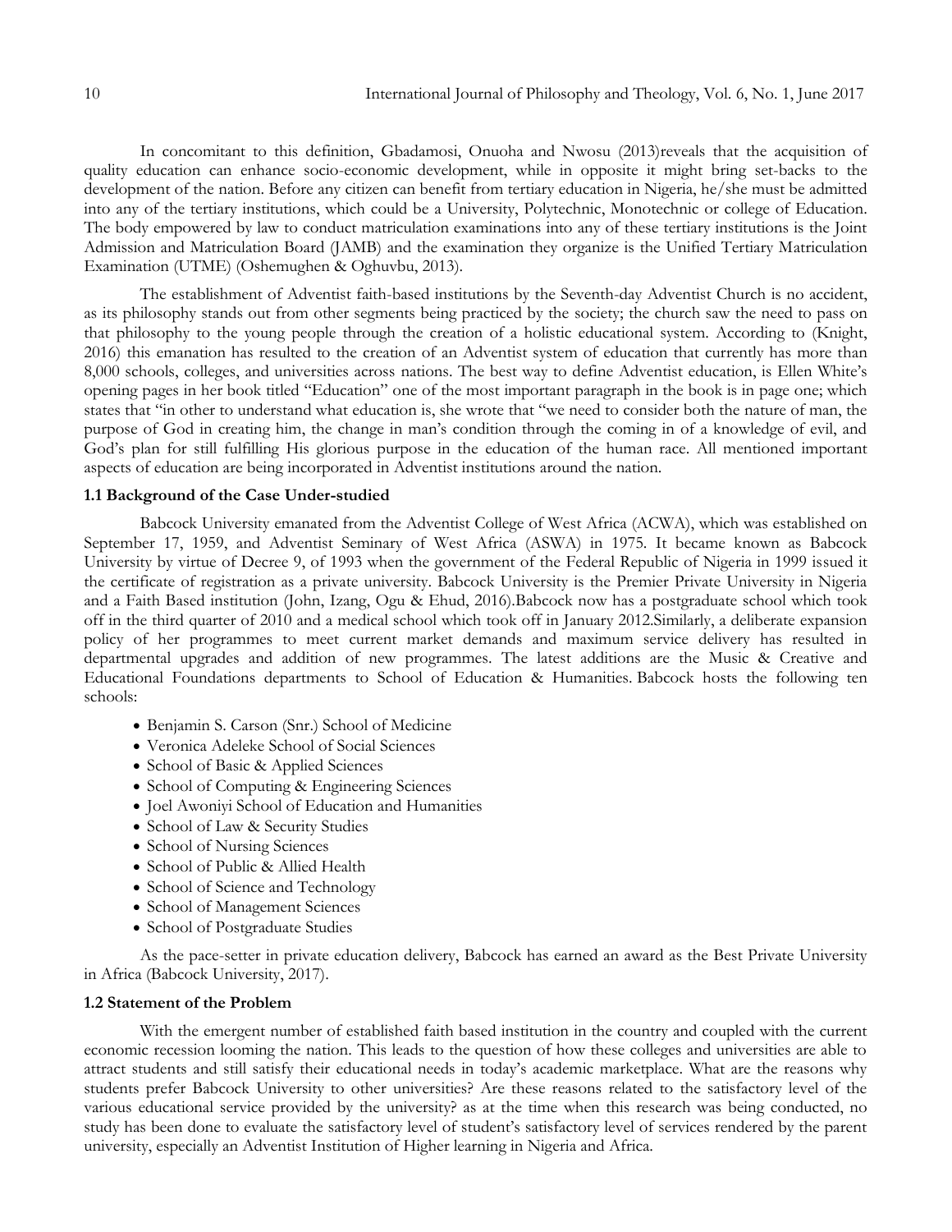In concomitant to this definition, Gbadamosi, Onuoha and Nwosu (2013)reveals that the acquisition of quality education can enhance socio-economic development, while in opposite it might bring set-backs to the development of the nation. Before any citizen can benefit from tertiary education in Nigeria, he/she must be admitted into any of the tertiary institutions, which could be a University, Polytechnic, Monotechnic or college of Education. The body empowered by law to conduct matriculation examinations into any of these tertiary institutions is the Joint Admission and Matriculation Board (JAMB) and the examination they organize is the Unified Tertiary Matriculation Examination (UTME) (Oshemughen & Oghuvbu, 2013).

The establishment of Adventist faith-based institutions by the Seventh-day Adventist Church is no accident, as its philosophy stands out from other segments being practiced by the society; the church saw the need to pass on that philosophy to the young people through the creation of a holistic educational system. According to (Knight, 2016) this emanation has resulted to the creation of an Adventist system of education that currently has more than 8,000 schools, colleges, and universities across nations. The best way to define Adventist education, is Ellen White's opening pages in her book titled "Education" one of the most important paragraph in the book is in page one; which states that "in other to understand what education is, she wrote that "we need to consider both the nature of man, the purpose of God in creating him, the change in man's condition through the coming in of a knowledge of evil, and God's plan for still fulfilling His glorious purpose in the education of the human race. All mentioned important aspects of education are being incorporated in Adventist institutions around the nation.

### 1.1 Background of the Case Under-studied

Babcock University emanated from the Adventist College of West Africa (ACWA), which was established on September 17, 1959, and Adventist Seminary of West Africa (ASWA) in 1975. It became known as Babcock University by virtue of Decree 9, of 1993 when the government of the Federal Republic of Nigeria in 1999 issued it the certificate of registration as a private university. Babcock University is the Premier Private University in Nigeria and a Faith Based institution (John, Izang, Ogu & Ehud, 2016).Babcock now has a postgraduate school which took off in the third quarter of 2010 and a medical school which took off in January 2012.Similarly, a deliberate expansion policy of her programmes to meet current market demands and maximum service delivery has resulted in departmental upgrades and addition of new programmes. The latest additions are the Music & Creative and Educational Foundations departments to School of Education & Humanities. Babcock hosts the following ten schools:

- Benjamin S. Carson (Snr.) School of Medicine
- Veronica Adeleke School of Social Sciences
- School of Basic & Applied Sciences
- School of Computing & Engineering Sciences
- Joel Awoniyi School of Education and Humanities
- School of Law & Security Studies
- School of Nursing Sciences
- School of Public & Allied Health
- School of Science and Technology
- School of Management Sciences
- School of Postgraduate Studies

As the pace-setter in private education delivery, Babcock has earned an award as the Best Private University in Africa (Babcock University, 2017).

### 1.2 Statement of the Problem

With the emergent number of established faith based institution in the country and coupled with the current economic recession looming the nation. This leads to the question of how these colleges and universities are able to attract students and still satisfy their educational needs in today's academic marketplace. What are the reasons why students prefer Babcock University to other universities? Are these reasons related to the satisfactory level of the various educational service provided by the university? as at the time when this research was being conducted, no study has been done to evaluate the satisfactory level of student's satisfactory level of services rendered by the parent university, especially an Adventist Institution of Higher learning in Nigeria and Africa.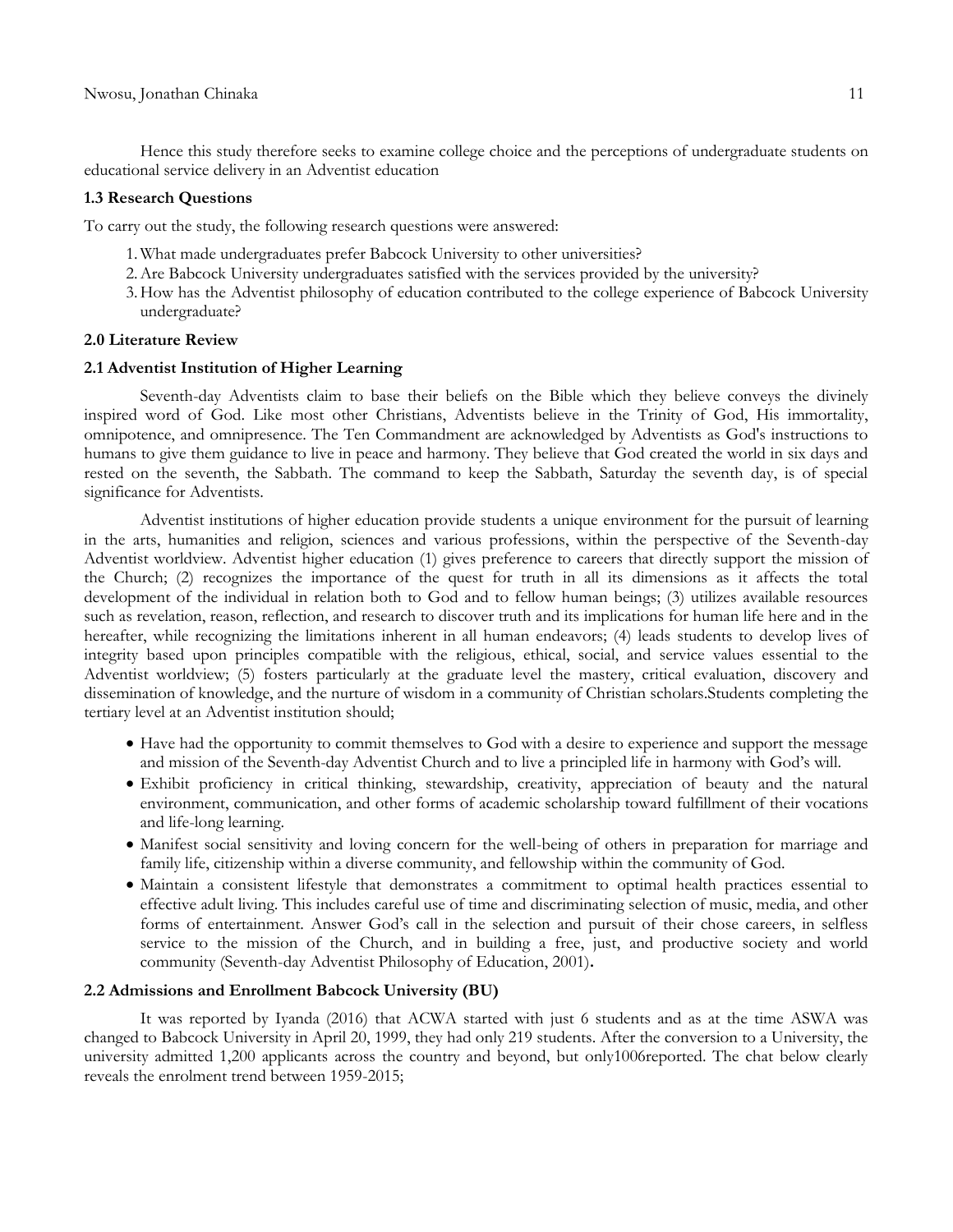Hence this study therefore seeks to examine college choice and the perceptions of undergraduate students on educational service delivery in an Adventist education

### 1.3 Research Questions

To carry out the study, the following research questions were answered:

1. What made undergraduates prefer Babcock University to other universities?
2. Are Babcock University undergraduates satisfied with the services provided by the university?
3. How has the Adventist philosophy of education contributed to the college experience of Babcock University undergraduate?

## 2.0 Literature Review

### 2.1 Adventist Institution of Higher Learning

Seventh-day Adventists claim to base their beliefs on the Bible which they believe conveys the divinely inspired word of God. Like most other Christians, Adventists believe in the Trinity of God, His immortality, omnipotence, and omnipresence. The Ten Commandment are acknowledged by Adventists as God's instructions to humans to give them guidance to live in peace and harmony. They believe that God created the world in six days and rested on the seventh, the Sabbath. The command to keep the Sabbath, Saturday the seventh day, is of special significance for Adventists.

Adventist institutions of higher education provide students a unique environment for the pursuit of learning in the arts, humanities and religion, sciences and various professions, within the perspective of the Seventh-day Adventist worldview. Adventist higher education (1) gives preference to careers that directly support the mission of the Church; (2) recognizes the importance of the quest for truth in all its dimensions as it affects the total development of the individual in relation both to God and to fellow human beings; (3) utilizes available resources such as revelation, reason, reflection, and research to discover truth and its implications for human life here and in the hereafter, while recognizing the limitations inherent in all human endeavors; (4) leads students to develop lives of integrity based upon principles compatible with the religious, ethical, social, and service values essential to the Adventist worldview; (5) fosters particularly at the graduate level the mastery, critical evaluation, discovery and dissemination of knowledge, and the nurture of wisdom in a community of Christian scholars.Students completing the tertiary level at an Adventist institution should;

- Have had the opportunity to commit themselves to God with a desire to experience and support the message and mission of the Seventh-day Adventist Church and to live a principled life in harmony with God's will.
- Exhibit proficiency in critical thinking, stewardship, creativity, appreciation of beauty and the natural environment, communication, and other forms of academic scholarship toward fulfillment of their vocations and life-long learning.
- Manifest social sensitivity and loving concern for the well-being of others in preparation for marriage and family life, citizenship within a diverse community, and fellowship within the community of God.
- Maintain a consistent lifestyle that demonstrates a commitment to optimal health practices essential to effective adult living. This includes careful use of time and discriminating selection of music, media, and other forms of entertainment. Answer God's call in the selection and pursuit of their chose careers, in selfless service to the mission of the Church, and in building a free, just, and productive society and world community (Seventh-day Adventist Philosophy of Education, 2001)**.**

### 2.2 Admissions and Enrollment Babcock University (BU)

It was reported by Iyanda (2016) that ACWA started with just 6 students and as at the time ASWA was changed to Babcock University in April 20, 1999, they had only 219 students. After the conversion to a University, the university admitted 1,200 applicants across the country and beyond, but only1006reported. The chat below clearly reveals the enrolment trend between 1959-2015;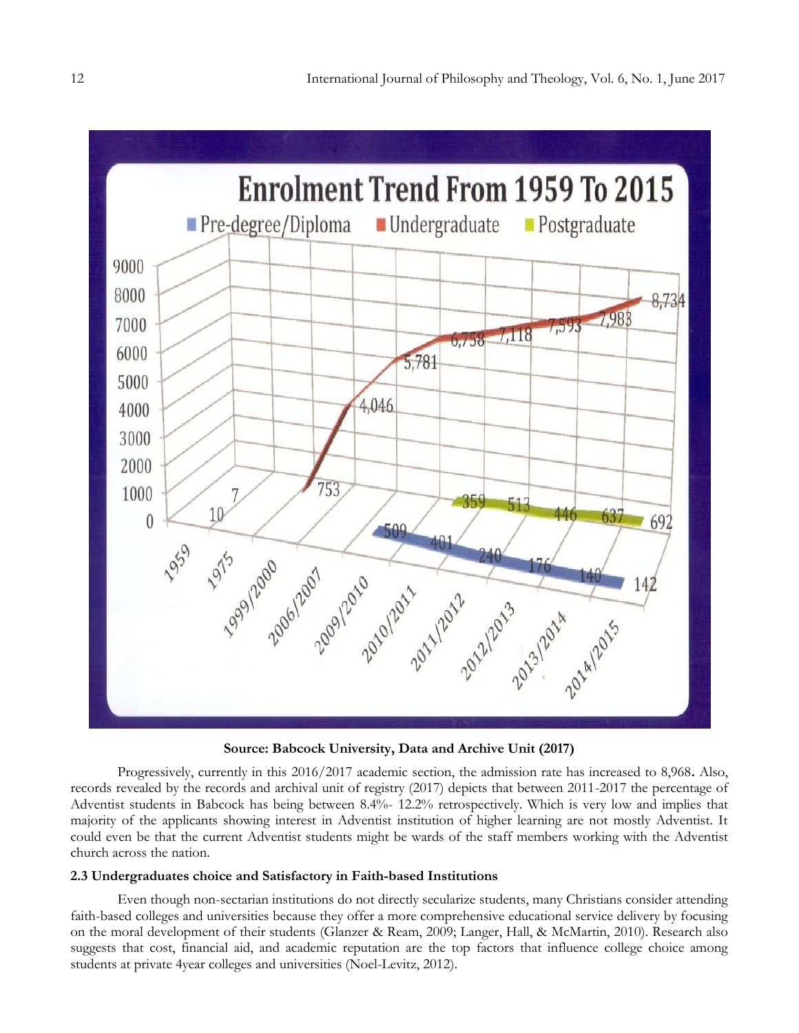**Enrolment Trend From 1959 To 2015**

**Source: Babcock University, Data and Archive Unit (2017)**

Progressively, currently in this 2016/2017 academic section, the admission rate has increased to 8,968**.** Also, records revealed by the records and archival unit of registry (2017) depicts that between 2011-2017 the percentage of Adventist students in Babcock has being between 8.4%- 12.2% retrospectively. Which is very low and implies that majority of the applicants showing interest in Adventist institution of higher learning are not mostly Adventist. It could even be that the current Adventist students might be wards of the staff members working with the Adventist church across the nation.

### 2.3 Undergraduates choice and Satisfactory in Faith-based Institutions

Even though non-sectarian institutions do not directly secularize students, many Christians consider attending faith-based colleges and universities because they offer a more comprehensive educational service delivery by focusing on the moral development of their students (Glanzer & Ream, 2009; Langer, Hall, & McMartin, 2010). Research also suggests that cost, financial aid, and academic reputation are the top factors that influence college choice among students at private 4year colleges and universities (Noel-Levitz, 2012).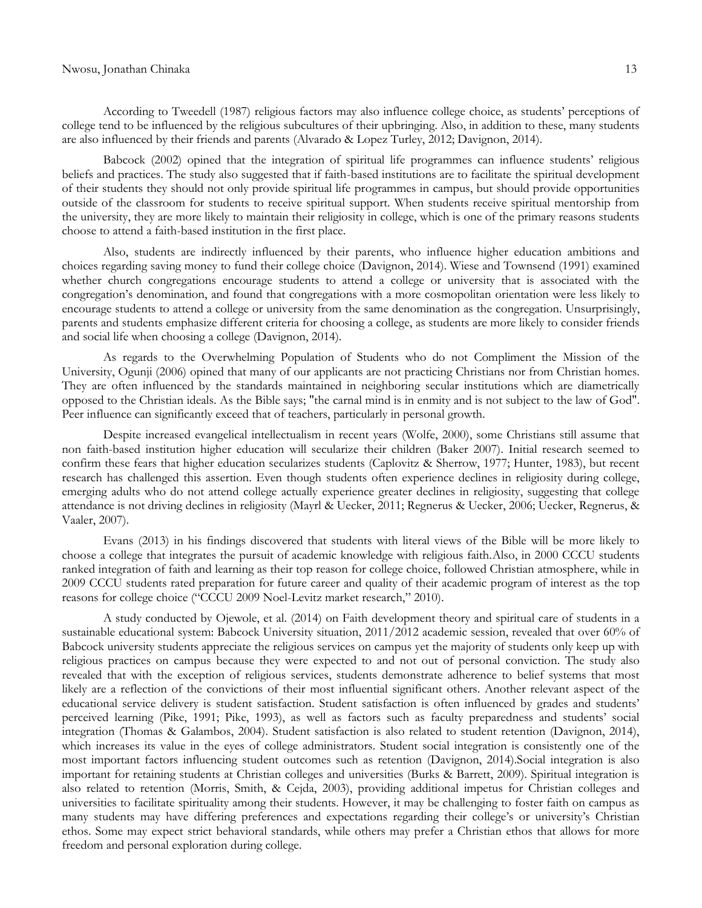According to Tweedell (1987) religious factors may also influence college choice, as students' perceptions of college tend to be influenced by the religious subcultures of their upbringing. Also, in addition to these, many students are also influenced by their friends and parents (Alvarado & Lopez Turley, 2012; Davignon, 2014).

Babcock (2002) opined that the integration of spiritual life programmes can influence students' religious beliefs and practices. The study also suggested that if faith-based institutions are to facilitate the spiritual development of their students they should not only provide spiritual life programmes in campus, but should provide opportunities outside of the classroom for students to receive spiritual support. When students receive spiritual mentorship from the university, they are more likely to maintain their religiosity in college, which is one of the primary reasons students choose to attend a faith-based institution in the first place.

Also, students are indirectly influenced by their parents, who influence higher education ambitions and choices regarding saving money to fund their college choice (Davignon, 2014). Wiese and Townsend (1991) examined whether church congregations encourage students to attend a college or university that is associated with the congregation's denomination, and found that congregations with a more cosmopolitan orientation were less likely to encourage students to attend a college or university from the same denomination as the congregation. Unsurprisingly, parents and students emphasize different criteria for choosing a college, as students are more likely to consider friends and social life when choosing a college (Davignon, 2014).

As regards to the Overwhelming Population of Students who do not Compliment the Mission of the University, Ogunji (2006) opined that many of our applicants are not practicing Christians nor from Christian homes. They are often influenced by the standards maintained in neighboring secular institutions which are diametrically opposed to the Christian ideals. As the Bible says; "the carnal mind is in enmity and is not subject to the law of God". Peer influence can significantly exceed that of teachers, particularly in personal growth.

Despite increased evangelical intellectualism in recent years (Wolfe, 2000), some Christians still assume that non faith-based institution higher education will secularize their children (Baker 2007). Initial research seemed to confirm these fears that higher education secularizes students (Caplovitz & Sherrow, 1977; Hunter, 1983), but recent research has challenged this assertion. Even though students often experience declines in religiosity during college, emerging adults who do not attend college actually experience greater declines in religiosity, suggesting that college attendance is not driving declines in religiosity (Mayrl & Uecker, 2011; Regnerus & Uecker, 2006; Uecker, Regnerus, & Vaaler, 2007).

Evans (2013) in his findings discovered that students with literal views of the Bible will be more likely to choose a college that integrates the pursuit of academic knowledge with religious faith.Also, in 2000 CCCU students ranked integration of faith and learning as their top reason for college choice, followed Christian atmosphere, while in 2009 CCCU students rated preparation for future career and quality of their academic program of interest as the top reasons for college choice ("CCCU 2009 Noel-Levitz market research," 2010).

A study conducted by Ojewole, et al. (2014) on Faith development theory and spiritual care of students in a sustainable educational system: Babcock University situation, 2011/2012 academic session, revealed that over 60% of Babcock university students appreciate the religious services on campus yet the majority of students only keep up with religious practices on campus because they were expected to and not out of personal conviction. The study also revealed that with the exception of religious services, students demonstrate adherence to belief systems that most likely are a reflection of the convictions of their most influential significant others. Another relevant aspect of the educational service delivery is student satisfaction. Student satisfaction is often influenced by grades and students' perceived learning (Pike, 1991; Pike, 1993), as well as factors such as faculty preparedness and students' social integration (Thomas & Galambos, 2004). Student satisfaction is also related to student retention (Davignon, 2014), which increases its value in the eyes of college administrators. Student social integration is consistently one of the most important factors influencing student outcomes such as retention (Davignon, 2014).Social integration is also important for retaining students at Christian colleges and universities (Burks & Barrett, 2009). Spiritual integration is also related to retention (Morris, Smith, & Cejda, 2003), providing additional impetus for Christian colleges and universities to facilitate spirituality among their students. However, it may be challenging to foster faith on campus as many students may have differing preferences and expectations regarding their college's or university's Christian ethos. Some may expect strict behavioral standards, while others may prefer a Christian ethos that allows for more freedom and personal exploration during college.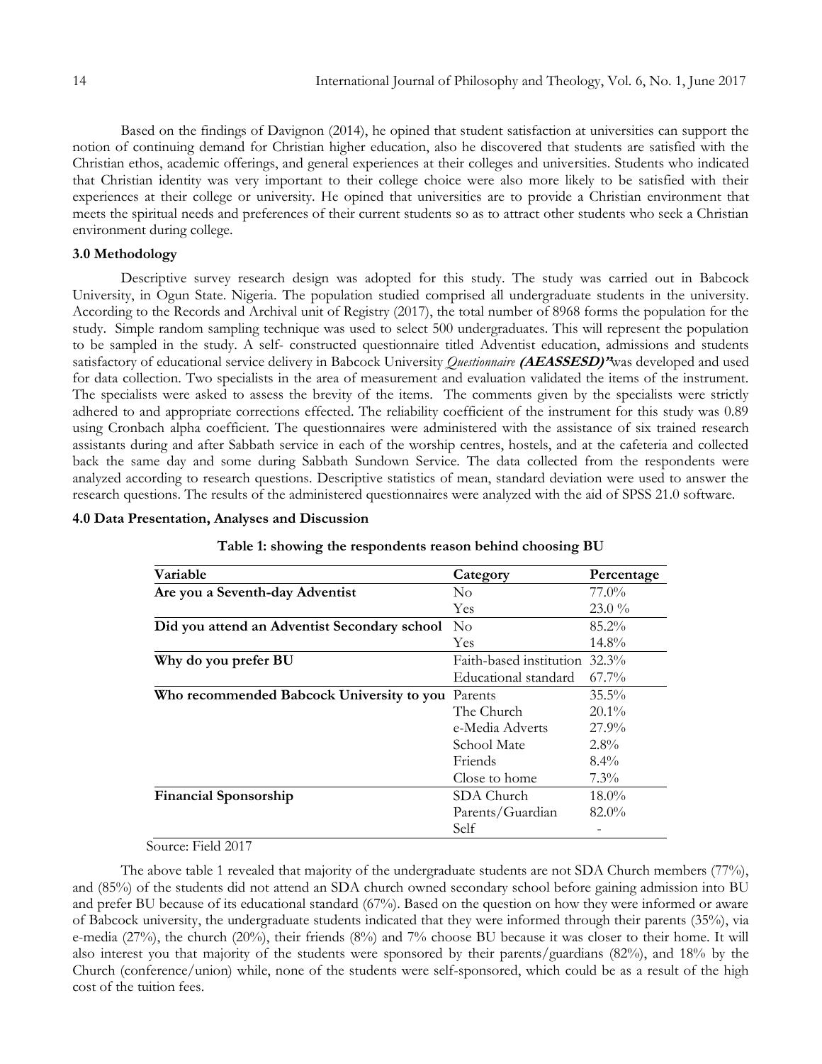Based on the findings of Davignon (2014), he opined that student satisfaction at universities can support the notion of continuing demand for Christian higher education, also he discovered that students are satisfied with the Christian ethos, academic offerings, and general experiences at their colleges and universities. Students who indicated that Christian identity was very important to their college choice were also more likely to be satisfied with their experiences at their college or university. He opined that universities are to provide a Christian environment that meets the spiritual needs and preferences of their current students so as to attract other students who seek a Christian environment during college.

### 3.0 Methodology

Descriptive survey research design was adopted for this study. The study was carried out in Babcock University, in Ogun State. Nigeria. The population studied comprised all undergraduate students in the university. According to the Records and Archival unit of Registry (2017), the total number of 8968 forms the population for the study. Simple random sampling technique was used to select 500 undergraduates. This will represent the population to be sampled in the study. A self- constructed questionnaire titled Adventist education, admissions and students satisfactory of educational service delivery in Babcock University *Questionnaire* ***(AEASSESD)"***was developed and used for data collection. Two specialists in the area of measurement and evaluation validated the items of the instrument. The specialists were asked to assess the brevity of the items. The comments given by the specialists were strictly adhered to and appropriate corrections effected. The reliability coefficient of the instrument for this study was 0.89 using Cronbach alpha coefficient. The questionnaires were administered with the assistance of six trained research assistants during and after Sabbath service in each of the worship centres, hostels, and at the cafeteria and collected back the same day and some during Sabbath Sundown Service. The data collected from the respondents were analyzed according to research questions. Descriptive statistics of mean, standard deviation were used to answer the research questions. The results of the administered questionnaires were analyzed with the aid of SPSS 21.0 software.

### 4.0 Data Presentation, Analyses and Discussion

**Table 1: showing the respondents reason behind choosing BU**

| Variable | Category | Percentage |
|---|---|---|
| **Are you a Seventh-day Adventist** | No | 77.0% |
| | Yes | 23.0 % |
| **Did you attend an Adventist Secondary school** | No | 85.2% |
| | Yes | 14.8% |
| **Why do you prefer BU** | Faith-based institution | 32.3% |
| | Educational standard | 67.7% |
| **Who recommended Babcock University to you** | Parents | 35.5% |
| | The Church | 20.1% |
| | e-Media Adverts | 27.9% |
| | School Mate | 2.8% |
| | Friends | 8.4% |
| | Close to home | 7.3% |
| **Financial Sponsorship** | SDA Church | 18.0% |
| | Parents/Guardian | 82.0% |
| | Self | - |

Source: Field 2017

The above table 1 revealed that majority of the undergraduate students are not SDA Church members (77%), and (85%) of the students did not attend an SDA church owned secondary school before gaining admission into BU and prefer BU because of its educational standard (67%). Based on the question on how they were informed or aware of Babcock university, the undergraduate students indicated that they were informed through their parents (35%), via e-media (27%), the church (20%), their friends (8%) and 7% choose BU because it was closer to their home. It will also interest you that majority of the students were sponsored by their parents/guardians (82%), and 18% by the Church (conference/union) while, none of the students were self-sponsored, which could be as a result of the high cost of the tuition fees.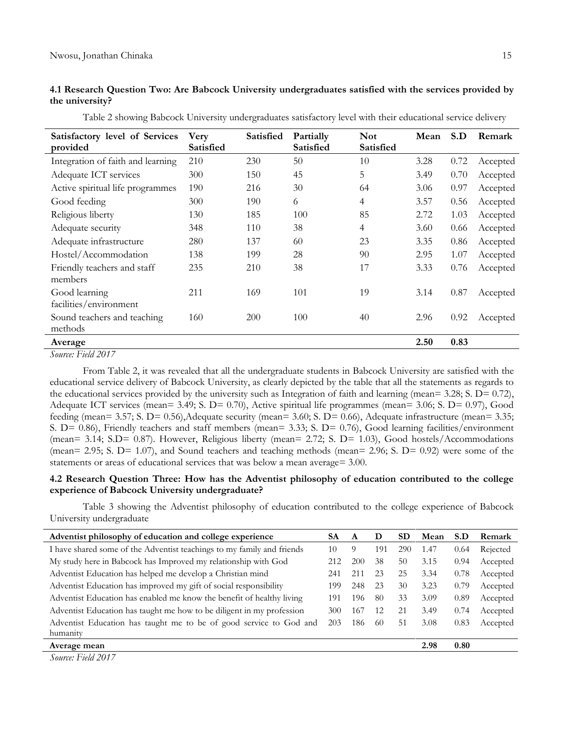### 4.1 Research Question Two: Are Babcock University undergraduates satisfied with the services provided by the university?

Table 2 showing Babcock University undergraduates satisfactory level with their educational service delivery

| Satisfactory level of Services provided | Very Satisfied | Satisfied | Partially Satisfied | Not Satisfied | Mean | S.D | Remark |
|---|---|---|---|---|---|---|---|
| Integration of faith and learning | 210 | 230 | 50 | 10 | 3.28 | 0.72 | Accepted |
| Adequate ICT services | 300 | 150 | 45 | 5 | 3.49 | 0.70 | Accepted |
| Active spiritual life programmes | 190 | 216 | 30 | 64 | 3.06 | 0.97 | Accepted |
| Good feeding | 300 | 190 | 6 | 4 | 3.57 | 0.56 | Accepted |
| Religious liberty | 130 | 185 | 100 | 85 | 2.72 | 1.03 | Accepted |
| Adequate security | 348 | 110 | 38 | 4 | 3.60 | 0.66 | Accepted |
| Adequate infrastructure | 280 | 137 | 60 | 23 | 3.35 | 0.86 | Accepted |
| Hostel/Accommodation | 138 | 199 | 28 | 90 | 2.95 | 1.07 | Accepted |
| Friendly teachers and staff members | 235 | 210 | 38 | 17 | 3.33 | 0.76 | Accepted |
| Good learning facilities/environment | 211 | 169 | 101 | 19 | 3.14 | 0.87 | Accepted |
| Sound teachers and teaching methods | 160 | 200 | 100 | 40 | 2.96 | 0.92 | Accepted |
| **Average** | | | | | **2.50** | **0.83** | |

*Source: Field 2017*

From Table 2, it was revealed that all the undergraduate students in Babcock University are satisfied with the educational service delivery of Babcock University, as clearly depicted by the table that all the statements as regards to the educational services provided by the university such as Integration of faith and learning (mean= 3.28; S. D= 0.72), Adequate ICT services (mean= 3.49; S. D= 0.70), Active spiritual life programmes (mean= 3.06; S. D= 0.97), Good feeding (mean= 3.57; S. D= 0.56),Adequate security (mean= 3.60; S. D= 0.66), Adequate infrastructure (mean= 3.35; S. D= 0.86), Friendly teachers and staff members (mean= 3.33; S. D= 0.76), Good learning facilities/environment (mean= 3.14; S.D= 0.87). However, Religious liberty (mean= 2.72; S. D= 1.03), Good hostels/Accommodations (mean= 2.95; S. D= 1.07), and Sound teachers and teaching methods (mean= 2.96; S. D= 0.92) were some of the statements or areas of educational services that was below a mean average= 3.00.

### 4.2 Research Question Three: How has the Adventist philosophy of education contributed to the college experience of Babcock University undergraduate?

Table 3 showing the Adventist philosophy of education contributed to the college experience of Babcock University undergraduate

| Adventist philosophy of education and college experience | SA | A | D | SD | Mean | S.D | Remark |
|---|---|---|---|---|---|---|---|
| I have shared some of the Adventist teachings to my family and friends | 10 | 9 | 191 | 290 | 1.47 | 0.64 | Rejected |
| My study here in Babcock has Improved my relationship with God | 212 | 200 | 38 | 50 | 3.15 | 0.94 | Accepted |
| Adventist Education has helped me develop a Christian mind | 241 | 211 | 23 | 25 | 3.34 | 0.78 | Accepted |
| Adventist Education has improved my gift of social responsibility | 199 | 248 | 23 | 30 | 3.23 | 0.79 | Accepted |
| Adventist Education has enabled me know the benefit of healthy living | 191 | 196 | 80 | 33 | 3.09 | 0.89 | Accepted |
| Adventist Education has taught me how to be diligent in my profession | 300 | 167 | 12 | 21 | 3.49 | 0.74 | Accepted |
| Adventist Education has taught me to be of good service to God and humanity | 203 | 186 | 60 | 51 | 3.08 | 0.83 | Accepted |
| **Average mean** | | | | | **2.98** | **0.80** | |

*Source: Field 2017*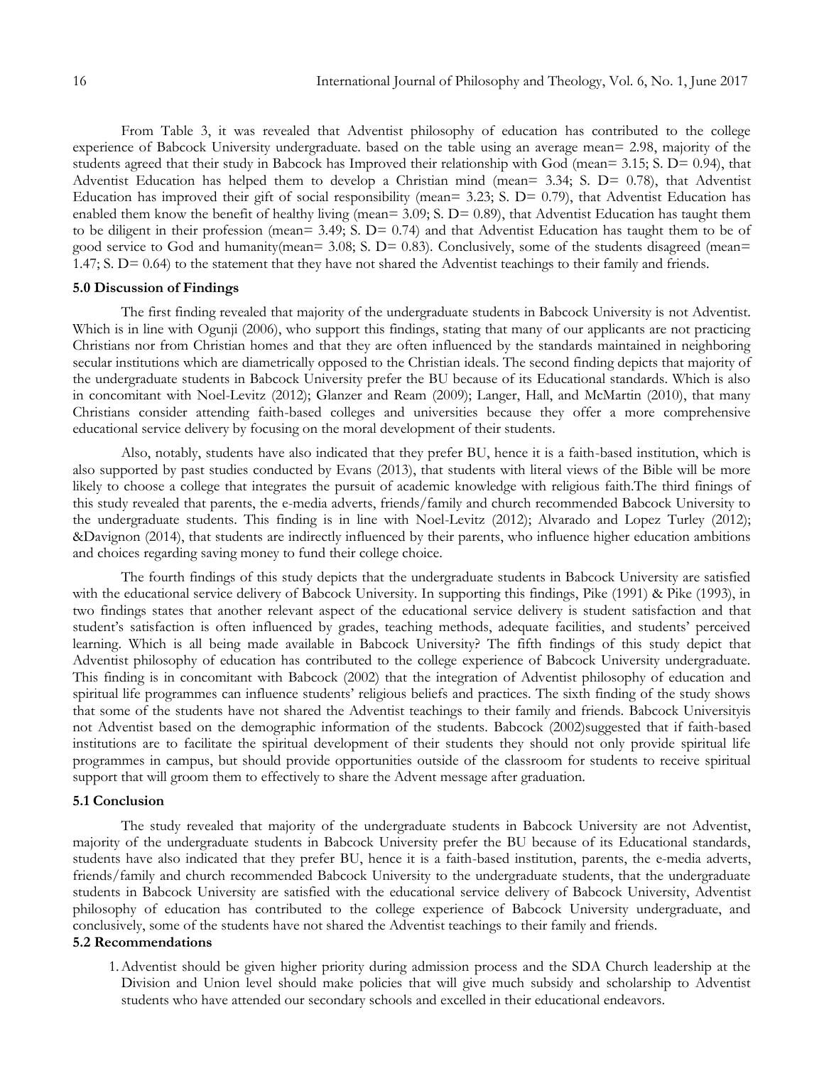From Table 3, it was revealed that Adventist philosophy of education has contributed to the college experience of Babcock University undergraduate. based on the table using an average mean= 2.98, majority of the students agreed that their study in Babcock has Improved their relationship with God (mean= 3.15; S. D= 0.94), that Adventist Education has helped them to develop a Christian mind (mean= 3.34; S. D= 0.78), that Adventist Education has improved their gift of social responsibility (mean= 3.23; S. D= 0.79), that Adventist Education has enabled them know the benefit of healthy living (mean= 3.09; S. D= 0.89), that Adventist Education has taught them to be diligent in their profession (mean= 3.49; S. D= 0.74) and that Adventist Education has taught them to be of good service to God and humanity(mean= 3.08; S. D= 0.83). Conclusively, some of the students disagreed (mean= 1.47; S. D= 0.64) to the statement that they have not shared the Adventist teachings to their family and friends.

### 5.0 Discussion of Findings

The first finding revealed that majority of the undergraduate students in Babcock University is not Adventist. Which is in line with Ogunji (2006), who support this findings, stating that many of our applicants are not practicing Christians nor from Christian homes and that they are often influenced by the standards maintained in neighboring secular institutions which are diametrically opposed to the Christian ideals. The second finding depicts that majority of the undergraduate students in Babcock University prefer the BU because of its Educational standards. Which is also in concomitant with Noel-Levitz (2012); Glanzer and Ream (2009); Langer, Hall, and McMartin (2010), that many Christians consider attending faith-based colleges and universities because they offer a more comprehensive educational service delivery by focusing on the moral development of their students.

Also, notably, students have also indicated that they prefer BU, hence it is a faith-based institution, which is also supported by past studies conducted by Evans (2013), that students with literal views of the Bible will be more likely to choose a college that integrates the pursuit of academic knowledge with religious faith.The third finings of this study revealed that parents, the e-media adverts, friends/family and church recommended Babcock University to the undergraduate students. This finding is in line with Noel-Levitz (2012); Alvarado and Lopez Turley (2012); &Davignon (2014), that students are indirectly influenced by their parents, who influence higher education ambitions and choices regarding saving money to fund their college choice.

The fourth findings of this study depicts that the undergraduate students in Babcock University are satisfied with the educational service delivery of Babcock University. In supporting this findings, Pike (1991) & Pike (1993), in two findings states that another relevant aspect of the educational service delivery is student satisfaction and that student's satisfaction is often influenced by grades, teaching methods, adequate facilities, and students' perceived learning. Which is all being made available in Babcock University? The fifth findings of this study depict that Adventist philosophy of education has contributed to the college experience of Babcock University undergraduate. This finding is in concomitant with Babcock (2002) that the integration of Adventist philosophy of education and spiritual life programmes can influence students' religious beliefs and practices. The sixth finding of the study shows that some of the students have not shared the Adventist teachings to their family and friends. Babcock Universityis not Adventist based on the demographic information of the students. Babcock (2002)suggested that if faith-based institutions are to facilitate the spiritual development of their students they should not only provide spiritual life programmes in campus, but should provide opportunities outside of the classroom for students to receive spiritual support that will groom them to effectively to share the Advent message after graduation.

### 5.1 Conclusion

The study revealed that majority of the undergraduate students in Babcock University are not Adventist, majority of the undergraduate students in Babcock University prefer the BU because of its Educational standards, students have also indicated that they prefer BU, hence it is a faith-based institution, parents, the e-media adverts, friends/family and church recommended Babcock University to the undergraduate students, that the undergraduate students in Babcock University are satisfied with the educational service delivery of Babcock University, Adventist philosophy of education has contributed to the college experience of Babcock University undergraduate, and conclusively, some of the students have not shared the Adventist teachings to their family and friends.

### 5.2 Recommendations

1. Adventist should be given higher priority during admission process and the SDA Church leadership at the Division and Union level should make policies that will give much subsidy and scholarship to Adventist students who have attended our secondary schools and excelled in their educational endeavors.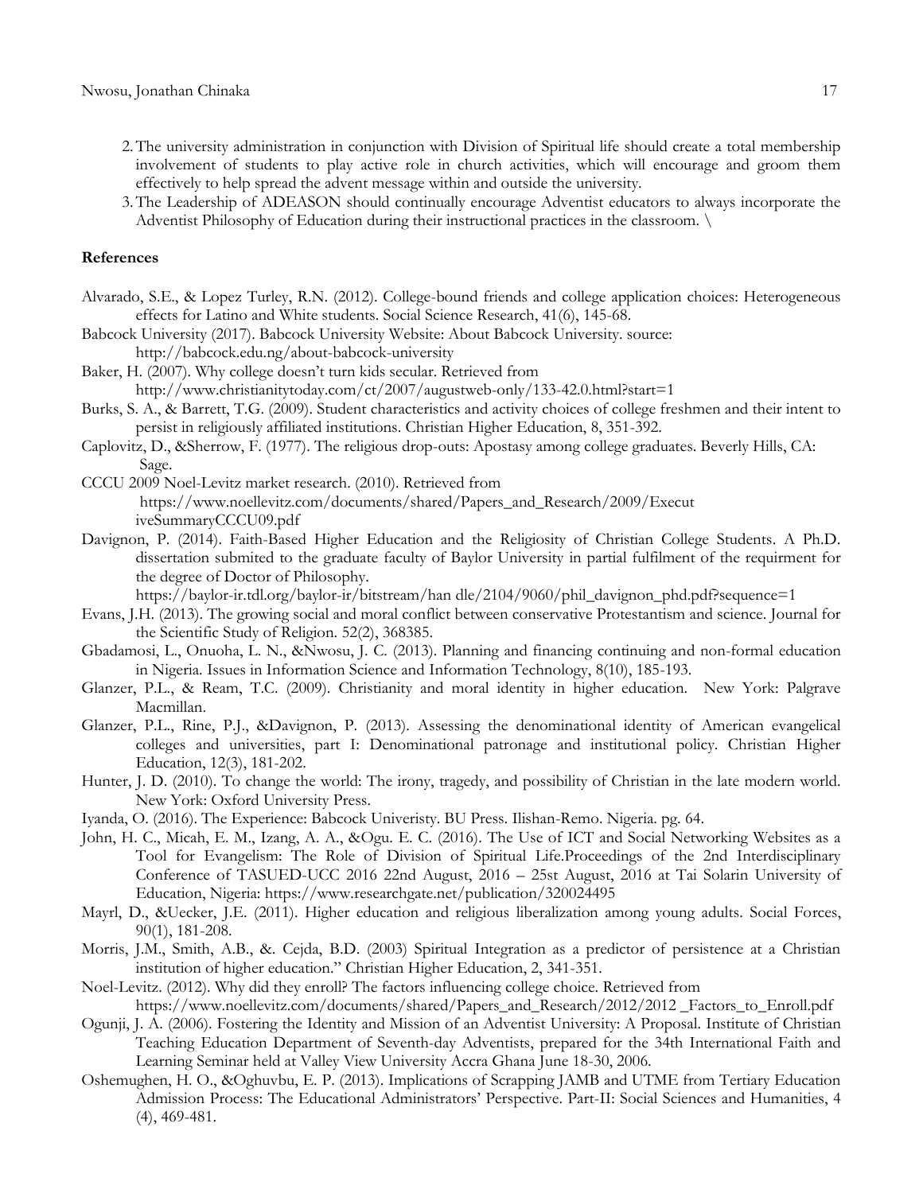2. The university administration in conjunction with Division of Spiritual life should create a total membership involvement of students to play active role in church activities, which will encourage and groom them effectively to help spread the advent message within and outside the university.
3. The Leadership of ADEASON should continually encourage Adventist educators to always incorporate the Adventist Philosophy of Education during their instructional practices in the classroom. \

**References**

Alvarado, S.E., & Lopez Turley, R.N. (2012). College-bound friends and college application choices: Heterogeneous effects for Latino and White students. Social Science Research, 41(6), 145-68.

Babcock University (2017). Babcock University Website: About Babcock University. source: http://babcock.edu.ng/about-babcock-university

Baker, H. (2007). Why college doesn't turn kids secular. Retrieved from http://www.christianitytoday.com/ct/2007/augustweb-only/133-42.0.html?start=1

Burks, S. A., & Barrett, T.G. (2009). Student characteristics and activity choices of college freshmen and their intent to persist in religiously affiliated institutions. Christian Higher Education, 8, 351-392.

Caplovitz, D., &Sherrow, F. (1977). The religious drop-outs: Apostasy among college graduates. Beverly Hills, CA: Sage.

CCCU 2009 Noel-Levitz market research. (2010). Retrieved from https://www.noellevitz.com/documents/shared/Papers_and_Research/2009/ExecutiveSummaryCCCU09.pdf

Davignon, P. (2014). Faith-Based Higher Education and the Religiosity of Christian College Students. A Ph.D. dissertation submited to the graduate faculty of Baylor University in partial fulfilment of the requirment for the degree of Doctor of Philosophy. https://baylor-ir.tdl.org/baylor-ir/bitstream/han dle/2104/9060/phil_davignon_phd.pdf?sequence=1

Evans, J.H. (2013). The growing social and moral conflict between conservative Protestantism and science. Journal for the Scientific Study of Religion. 52(2), 368385.

Gbadamosi, L., Onuoha, L. N., &Nwosu, J. C. (2013). Planning and financing continuing and non-formal education in Nigeria. Issues in Information Science and Information Technology, 8(10), 185-193.

Glanzer, P.L., & Ream, T.C. (2009). Christianity and moral identity in higher education. New York: Palgrave Macmillan.

Glanzer, P.L., Rine, P.J., &Davignon, P. (2013). Assessing the denominational identity of American evangelical colleges and universities, part I: Denominational patronage and institutional policy. Christian Higher Education, 12(3), 181-202.

Hunter, J. D. (2010). To change the world: The irony, tragedy, and possibility of Christian in the late modern world. New York: Oxford University Press.

Iyanda, O. (2016). The Experience: Babcock Univeristy. BU Press. Ilishan-Remo. Nigeria. pg. 64.

John, H. C., Micah, E. M., Izang, A. A., &Ogu. E. C. (2016). The Use of ICT and Social Networking Websites as a Tool for Evangelism: The Role of Division of Spiritual Life.Proceedings of the 2nd Interdisciplinary Conference of TASUED-UCC 2016 22nd August, 2016 – 25st August, 2016 at Tai Solarin University of Education, Nigeria: https://www.researchgate.net/publication/320024495

Mayrl, D., &Uecker, J.E. (2011). Higher education and religious liberalization among young adults. Social Forces, 90(1), 181-208.

Morris, J.M., Smith, A.B., &. Cejda, B.D. (2003) Spiritual Integration as a predictor of persistence at a Christian institution of higher education." Christian Higher Education, 2, 341-351.

Noel-Levitz. (2012). Why did they enroll? The factors influencing college choice. Retrieved from https://www.noellevitz.com/documents/shared/Papers_and_Research/2012/2012 _Factors_to_Enroll.pdf

Ogunji, J. A. (2006). Fostering the Identity and Mission of an Adventist University: A Proposal. Institute of Christian Teaching Education Department of Seventh-day Adventists, prepared for the 34th International Faith and Learning Seminar held at Valley View University Accra Ghana June 18-30, 2006.

Oshemughen, H. O., &Oghuvbu, E. P. (2013). Implications of Scrapping JAMB and UTME from Tertiary Education Admission Process: The Educational Administrators' Perspective. Part-II: Social Sciences and Humanities, 4 (4), 469-481.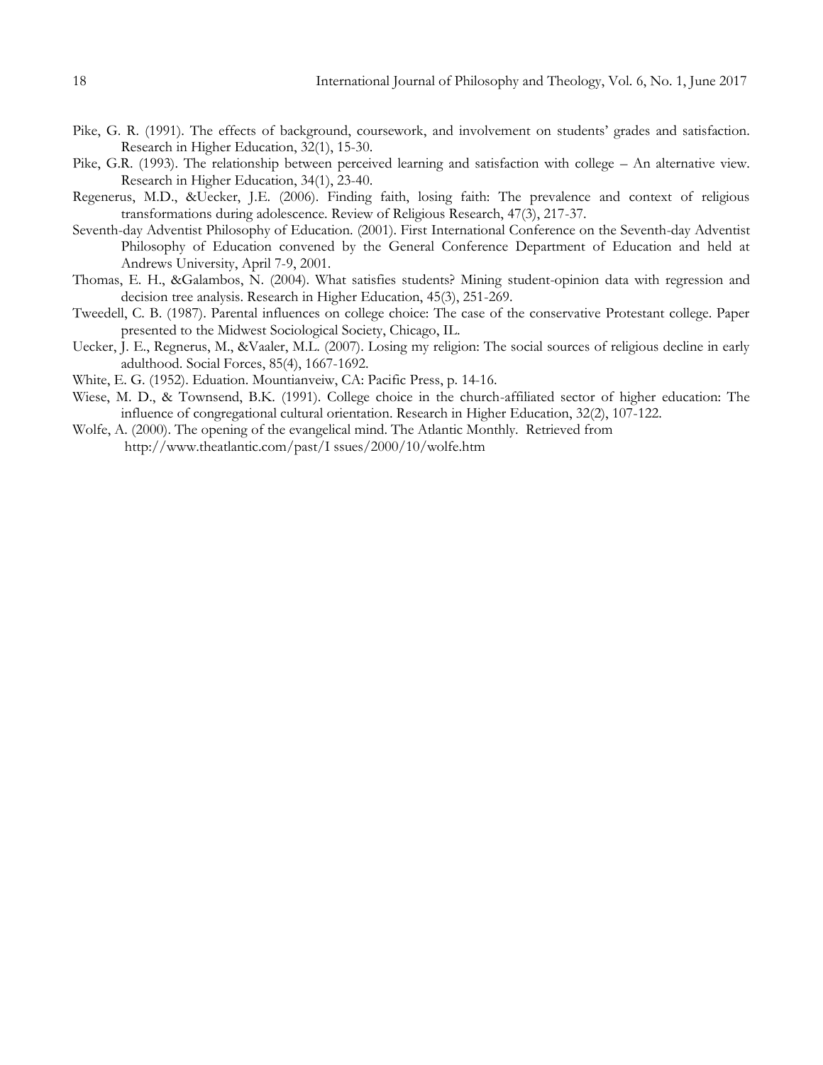Pike, G. R. (1991). The effects of background, coursework, and involvement on students' grades and satisfaction. Research in Higher Education, 32(1), 15-30.

Pike, G.R. (1993). The relationship between perceived learning and satisfaction with college – An alternative view. Research in Higher Education, 34(1), 23-40.

Regenerus, M.D., &Uecker, J.E. (2006). Finding faith, losing faith: The prevalence and context of religious transformations during adolescence. Review of Religious Research, 47(3), 217-37.

Seventh-day Adventist Philosophy of Education. (2001). First International Conference on the Seventh-day Adventist Philosophy of Education convened by the General Conference Department of Education and held at Andrews University, April 7-9, 2001.

Thomas, E. H., &Galambos, N. (2004). What satisfies students? Mining student-opinion data with regression and decision tree analysis. Research in Higher Education, 45(3), 251-269.

Tweedell, C. B. (1987). Parental influences on college choice: The case of the conservative Protestant college. Paper presented to the Midwest Sociological Society, Chicago, IL.

Uecker, J. E., Regnerus, M., &Vaaler, M.L. (2007). Losing my religion: The social sources of religious decline in early adulthood. Social Forces, 85(4), 1667-1692.

White, E. G. (1952). Eduation. Mountianveiw, CA: Pacific Press, p. 14-16.

Wiese, M. D., & Townsend, B.K. (1991). College choice in the church-affiliated sector of higher education: The influence of congregational cultural orientation. Research in Higher Education, 32(2), 107-122.

Wolfe, A. (2000). The opening of the evangelical mind. The Atlantic Monthly. Retrieved from http://www.theatlantic.com/past/I ssues/2000/10/wolfe.htm